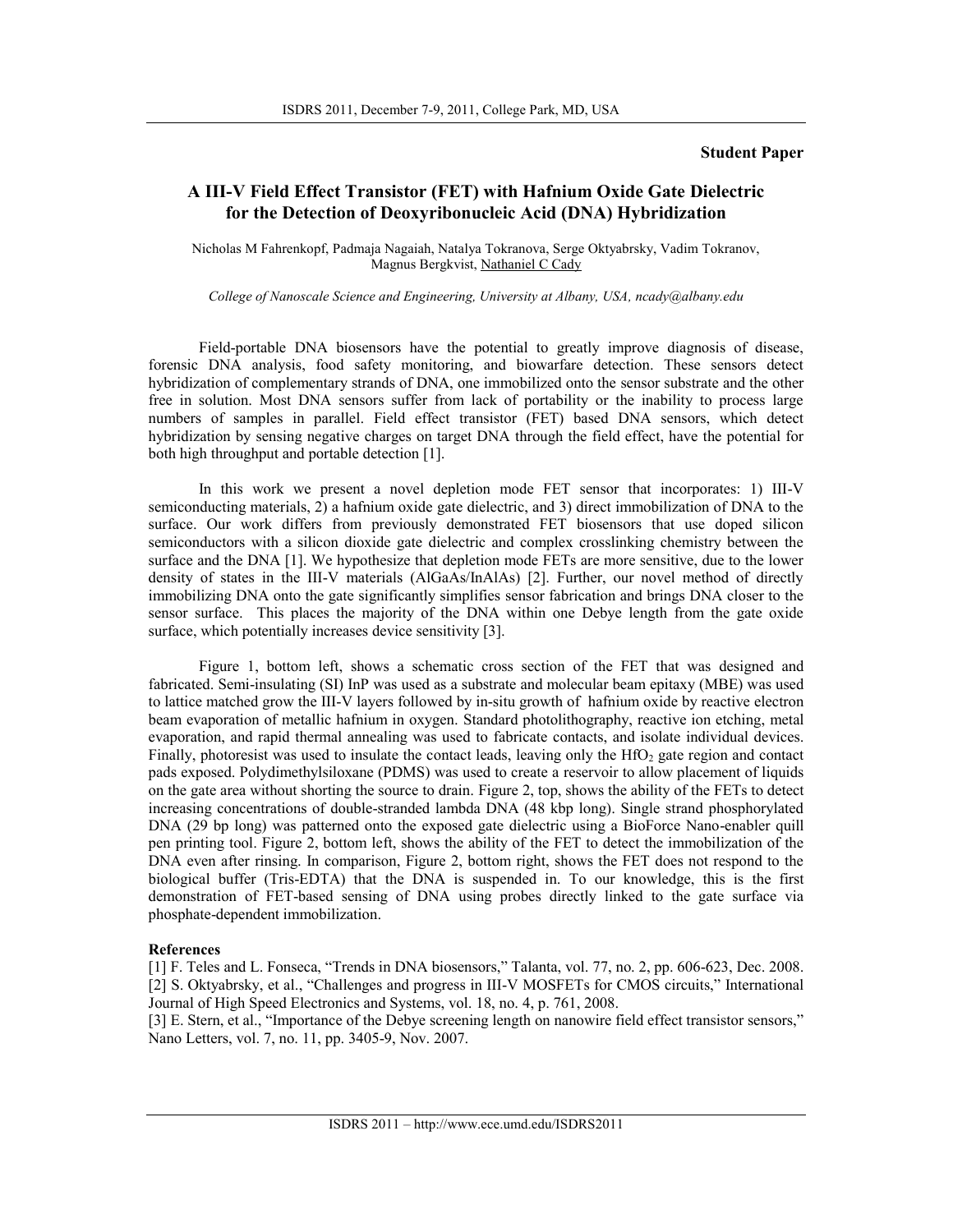**Student Paper**

# A III-V Field Effect Transistor (FET) with Hafnium Oxide Gate Dielectric for the Detection of Deoxyribonucleic Acid (DNA) Hybridization

Nicholas M Fahrenkopf, Padmaja Nagaiah, Natalya Tokranova, Serge Oktyabrsky, Vadim Tokranov, Magnus Bergkvist, Nathaniel C Cady

*College of Nanoscale Science and Engineering, University at Albany, USA, ncady@albany.edu*

Field-portable DNA biosensors have the potential to greatly improve diagnosis of disease, forensic DNA analysis, food safety monitoring, and biowarfare detection. These sensors detect hybridization of complementary strands of DNA, one immobilized onto the sensor substrate and the other free in solution. Most DNA sensors suffer from lack of portability or the inability to process large numbers of samples in parallel. Field effect transistor (FET) based DNA sensors, which detect hybridization by sensing negative charges on target DNA through the field effect, have the potential for both high throughput and portable detection [1].

In this work we present a novel depletion mode FET sensor that incorporates: 1) III-V semiconducting materials, 2) a hafnium oxide gate dielectric, and 3) direct immobilization of DNA to the surface. Our work differs from previously demonstrated FET biosensors that use doped silicon semiconductors with a silicon dioxide gate dielectric and complex crosslinking chemistry between the surface and the DNA [1]. We hypothesize that depletion mode FETs are more sensitive, due to the lower density of states in the III-V materials (AlGaAs/InAlAs) [2]. Further, our novel method of directly immobilizing DNA onto the gate significantly simplifies sensor fabrication and brings DNA closer to the sensor surface. This places the majority of the DNA within one Debye length from the gate oxide surface, which potentially increases device sensitivity [3].

Figure 1, bottom left, shows a schematic cross section of the FET that was designed and fabricated. Semi-insulating (SI) InP was used as a substrate and molecular beam epitaxy (MBE) was used to lattice matched grow the III-V layers followed by in-situ growth of hafnium oxide by reactive electron beam evaporation of metallic hafnium in oxygen. Standard photolithography, reactive ion etching, metal evaporation, and rapid thermal annealing was used to fabricate contacts, and isolate individual devices. Finally, photoresist was used to insulate the contact leads, leaving only the $HfO_2$ gate region and contact pads exposed. Polydimethylsiloxane (PDMS) was used to create a reservoir to allow placement of liquids on the gate area without shorting the source to drain. Figure 2, top, shows the ability of the FETs to detect increasing concentrations of double-stranded lambda DNA (48 kbp long). Single strand phosphorylated DNA (29 bp long) was patterned onto the exposed gate dielectric using a BioForce Nano-enabler quill pen printing tool. Figure 2, bottom left, shows the ability of the FET to detect the immobilization of the DNA even after rinsing. In comparison, Figure 2, bottom right, shows the FET does not respond to the biological buffer (Tris-EDTA) that the DNA is suspended in. To our knowledge, this is the first demonstration of FET-based sensing of DNA using probes directly linked to the gate surface via phosphate-dependent immobilization.

## References

[1] F. Teles and L. Fonseca, "Trends in DNA biosensors," Talanta, vol. 77, no. 2, pp. 606-623, Dec. 2008.
[2] S. Oktyabrsky, et al., "Challenges and progress in III-V MOSFETs for CMOS circuits," International Journal of High Speed Electronics and Systems, vol. 18, no. 4, p. 761, 2008.
[3] E. Stern, et al., "Importance of the Debye screening length on nanowire field effect transistor sensors," Nano Letters, vol. 7, no. 11, pp. 3405-9, Nov. 2007.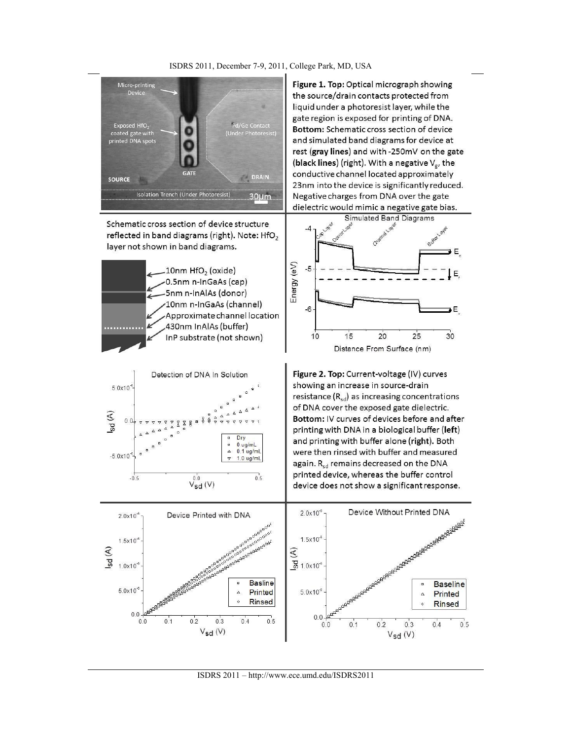Micro-printing Device

Exposed $HfO_2$-coated gate with printed DNA spots

Pd/Ge Contact (Under Photoresist)

GATE

SOURCE

DRAIN

Isolation Trench (Under Photoresist)

30μm

**Figure 1. Top:** Optical micrograph showing the source/drain contacts protected from liquid under a photoresist layer, while the gate region is exposed for printing of DNA. **Bottom:** Schematic cross section of device and simulated band diagrams for device at rest (**gray lines**) and with -250mV on the gate (**black lines**) (right). With a negative $V_g$, the conductive channel located approximately 23nm into the device is significantly reduced. Negative charges from DNA over the gate dielectric would mimic a negative gate bias.

Schematic cross section of device structure reflected in band diagrams (right). Note: $HfO_2$ layer not shown in band diagrams.

10nm $HfO_2$ (oxide)
0.5nm n-InGaAs (cap)
5nm n-InAlAs (donor)
10nm n-InGaAs (channel)
Approximate channel location
430nm InAlAs (buffer)
InP substrate (not shown)

Simulated Band Diagrams

Cap Layer
Donor Layer
Channel Layer
Buffer Layer

$E_c$

$E_f$

$E_v$

Energy (eV)

-4
-5
-6

10
15
20
25
30

Distance From Surface (nm)

Detection of DNA In Solution

$I_{sd}$ (A)

5.0x10$^{-5}$
0.0
-5.0x10$^{-5}$

-0.5
0.0
0.5

$V_{sd}$ (V)

Dry
0 ug/mL
0.1 ug/mL
1.0 ug/mL

**Figure 2. Top:** Current-voltage (IV) curves showing an increase in source-drain resistance ($R_{sd}$) as increasing concentrations of DNA cover the exposed gate dielectric. **Bottom:** IV curves of devices before and after printing with DNA in a biological buffer (**left**) and printing with buffer alone (**right**). Both were then rinsed with buffer and measured again. $R_{sd}$ remains decreased on the DNA printed device, whereas the buffer control device does not show a significant response.

Device Printed with DNA

$I_{sd}$ (A)

2.0x10$^{-5}$
1.5x10$^{-5}$
1.0x10$^{-5}$
5.0x10$^{-6}$
0.0

0.0
0.1
0.2
0.3
0.4
0.5

$V_{sd}$ (V)

Basline
Printed
Rinsed

Device Without Printed DNA

$I_{sd}$ (A)

2.0x10$^{-5}$
1.5x10$^{-5}$
1.0x10$^{-5}$
5.0x10$^{-6}$
0.0

0.0
0.1
0.2
0.3
0.4
0.5

$V_{sd}$ (V)

Baseline
Printed
Rinsed